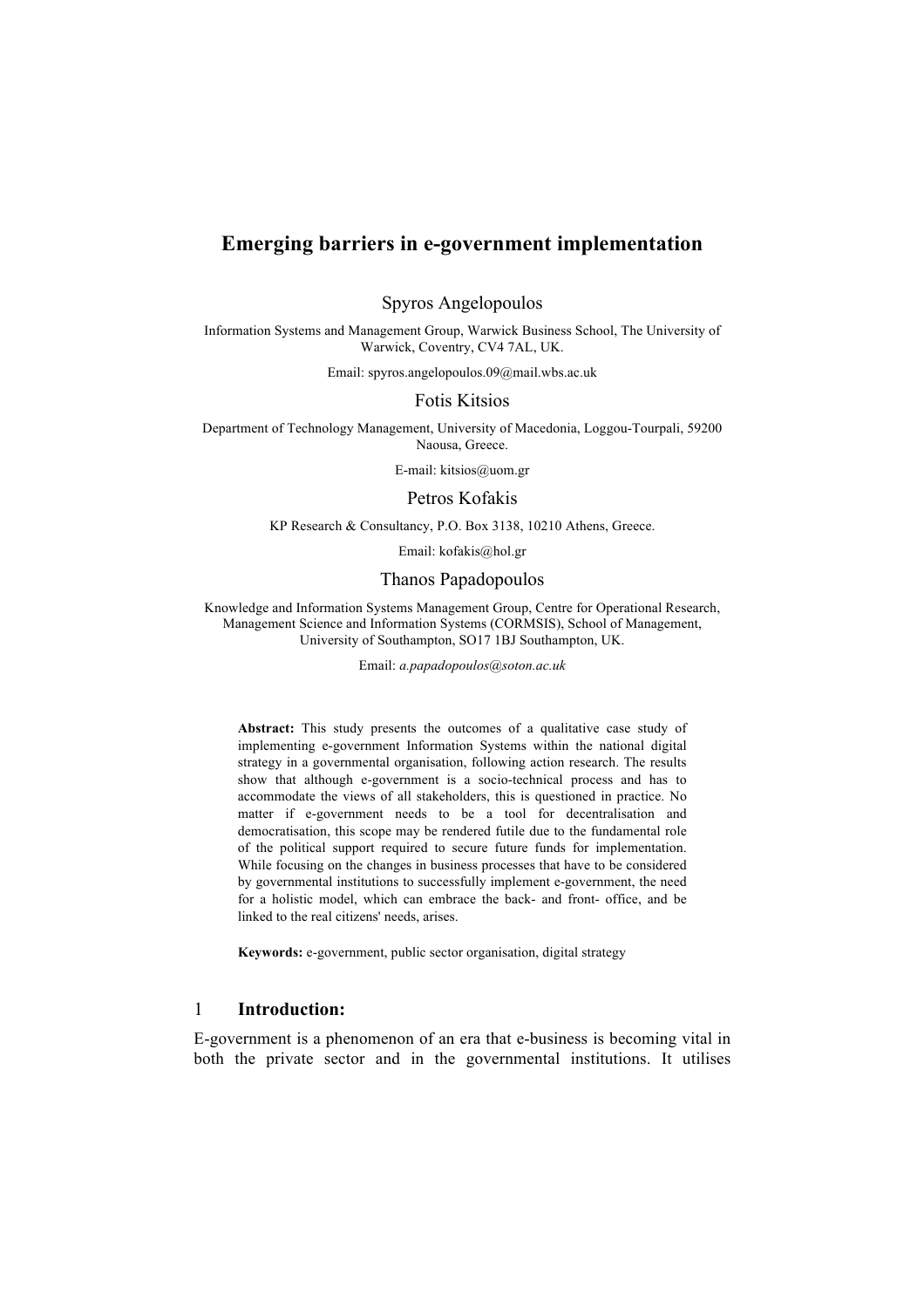# Emerging barriers in e-government implementation

Spyros Angelopoulos

Information Systems and Management Group, Warwick Business School, The University of Warwick, Coventry, CV4 7AL, UK.

Email: spyros.angelopoulos.09@mail.wbs.ac.uk

Fotis Kitsios

Department of Technology Management, University of Macedonia, Loggou-Tourpali, 59200 Naousa, Greece.

E-mail: kitsios@uom.gr

Petros Kofakis

KP Research & Consultancy, P.O. Box 3138, 10210 Athens, Greece.

Email: kofakis@hol.gr

Thanos Papadopoulos

Knowledge and Information Systems Management Group, Centre for Operational Research, Management Science and Information Systems (CORMSIS), School of Management, University of Southampton, SO17 1BJ Southampton, UK.

Email: *a.papadopoulos@soton.ac.uk*

**Abstract:** This study presents the outcomes of a qualitative case study of implementing e-government Information Systems within the national digital strategy in a governmental organisation, following action research. The results show that although e-government is a socio-technical process and has to accommodate the views of all stakeholders, this is questioned in practice. No matter if e-government needs to be a tool for decentralisation and democratisation, this scope may be rendered futile due to the fundamental role of the political support required to secure future funds for implementation. While focusing on the changes in business processes that have to be considered by governmental institutions to successfully implement e-government, the need for a holistic model, which can embrace the back- and front- office, and be linked to the real citizens' needs, arises.

**Keywords:** e-government, public sector organisation, digital strategy

## 1 Introduction:

E-government is a phenomenon of an era that e-business is becoming vital in both the private sector and in the governmental institutions. It utilises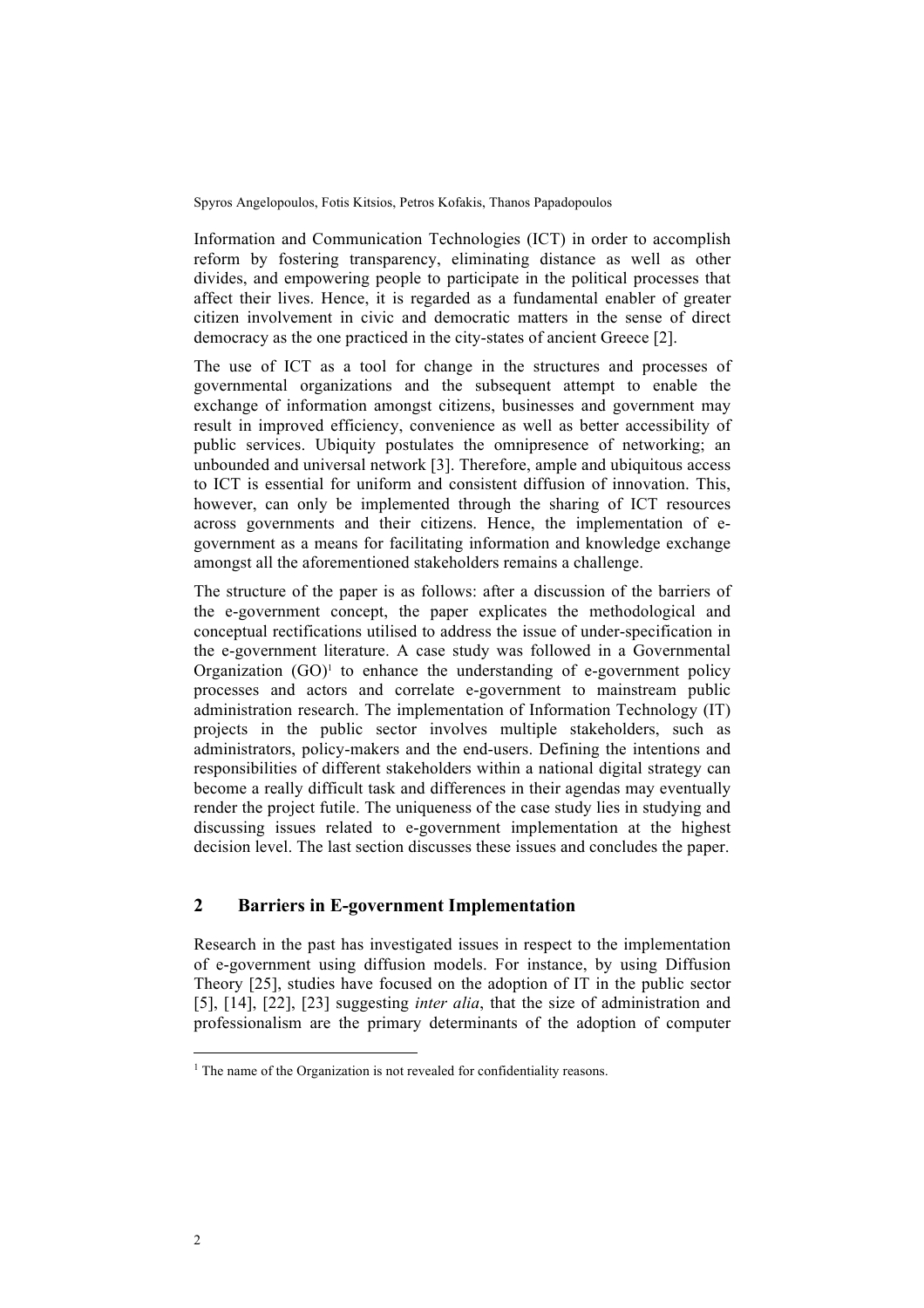Information and Communication Technologies (ICT) in order to accomplish reform by fostering transparency, eliminating distance as well as other divides, and empowering people to participate in the political processes that affect their lives. Hence, it is regarded as a fundamental enabler of greater citizen involvement in civic and democratic matters in the sense of direct democracy as the one practiced in the city-states of ancient Greece [2].

The use of ICT as a tool for change in the structures and processes of governmental organizations and the subsequent attempt to enable the exchange of information amongst citizens, businesses and government may result in improved efficiency, convenience as well as better accessibility of public services. Ubiquity postulates the omnipresence of networking; an unbounded and universal network [3]. Therefore, ample and ubiquitous access to ICT is essential for uniform and consistent diffusion of innovation. This, however, can only be implemented through the sharing of ICT resources across governments and their citizens. Hence, the implementation of e-government as a means for facilitating information and knowledge exchange amongst all the aforementioned stakeholders remains a challenge.

The structure of the paper is as follows: after a discussion of the barriers of the e-government concept, the paper explicates the methodological and conceptual rectifications utilised to address the issue of under-specification in the e-government literature. A case study was followed in a Governmental Organization (GO)[1] to enhance the understanding of e-government policy processes and actors and correlate e-government to mainstream public administration research. The implementation of Information Technology (IT) projects in the public sector involves multiple stakeholders, such as administrators, policy-makers and the end-users. Defining the intentions and responsibilities of different stakeholders within a national digital strategy can become a really difficult task and differences in their agendas may eventually render the project futile. The uniqueness of the case study lies in studying and discussing issues related to e-government implementation at the highest decision level. The last section discusses these issues and concludes the paper.

## 2 Barriers in E-government Implementation

Research in the past has investigated issues in respect to the implementation of e-government using diffusion models. For instance, by using Diffusion Theory [25], studies have focused on the adoption of IT in the public sector [5], [14], [22], [23] suggesting *inter alia*, that the size of administration and professionalism are the primary determinants of the adoption of computer

[1] The name of the Organization is not revealed for confidentiality reasons.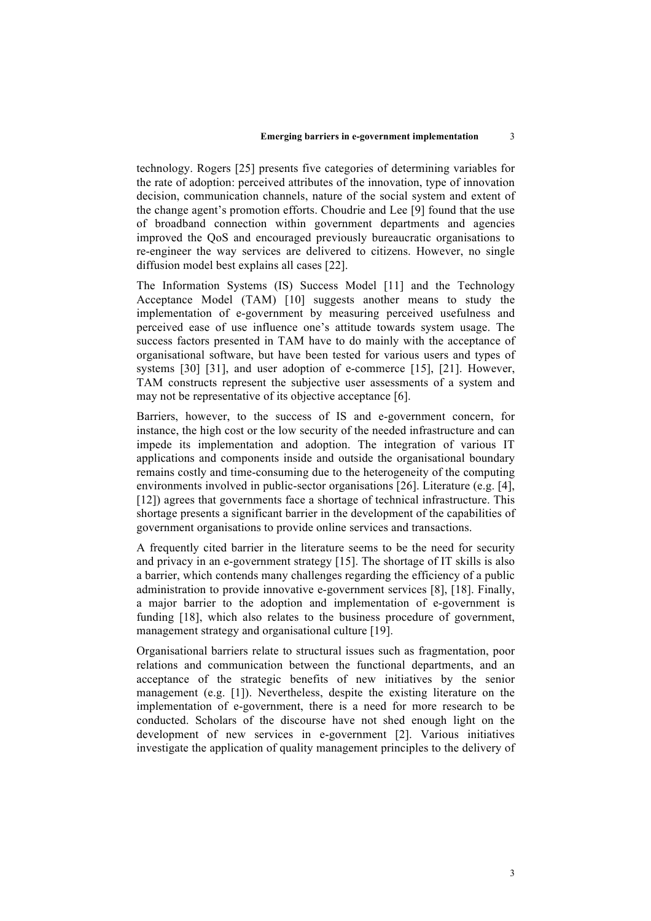technology. Rogers [25] presents five categories of determining variables for the rate of adoption: perceived attributes of the innovation, type of innovation decision, communication channels, nature of the social system and extent of the change agent's promotion efforts. Choudrie and Lee [9] found that the use of broadband connection within government departments and agencies improved the QoS and encouraged previously bureaucratic organisations to re-engineer the way services are delivered to citizens. However, no single diffusion model best explains all cases [22].

The Information Systems (IS) Success Model [11] and the Technology Acceptance Model (TAM) [10] suggests another means to study the implementation of e-government by measuring perceived usefulness and perceived ease of use influence one's attitude towards system usage. The success factors presented in TAM have to do mainly with the acceptance of organisational software, but have been tested for various users and types of systems [30] [31], and user adoption of e-commerce [15], [21]. However, TAM constructs represent the subjective user assessments of a system and may not be representative of its objective acceptance [6].

Barriers, however, to the success of IS and e-government concern, for instance, the high cost or the low security of the needed infrastructure and can impede its implementation and adoption. The integration of various IT applications and components inside and outside the organisational boundary remains costly and time-consuming due to the heterogeneity of the computing environments involved in public-sector organisations [26]. Literature (e.g. [4], [12]) agrees that governments face a shortage of technical infrastructure. This shortage presents a significant barrier in the development of the capabilities of government organisations to provide online services and transactions.

A frequently cited barrier in the literature seems to be the need for security and privacy in an e-government strategy [15]. The shortage of IT skills is also a barrier, which contends many challenges regarding the efficiency of a public administration to provide innovative e-government services [8], [18]. Finally, a major barrier to the adoption and implementation of e-government is funding [18], which also relates to the business procedure of government, management strategy and organisational culture [19].

Organisational barriers relate to structural issues such as fragmentation, poor relations and communication between the functional departments, and an acceptance of the strategic benefits of new initiatives by the senior management (e.g. [1]). Nevertheless, despite the existing literature on the implementation of e-government, there is a need for more research to be conducted. Scholars of the discourse have not shed enough light on the development of new services in e-government [2]. Various initiatives investigate the application of quality management principles to the delivery of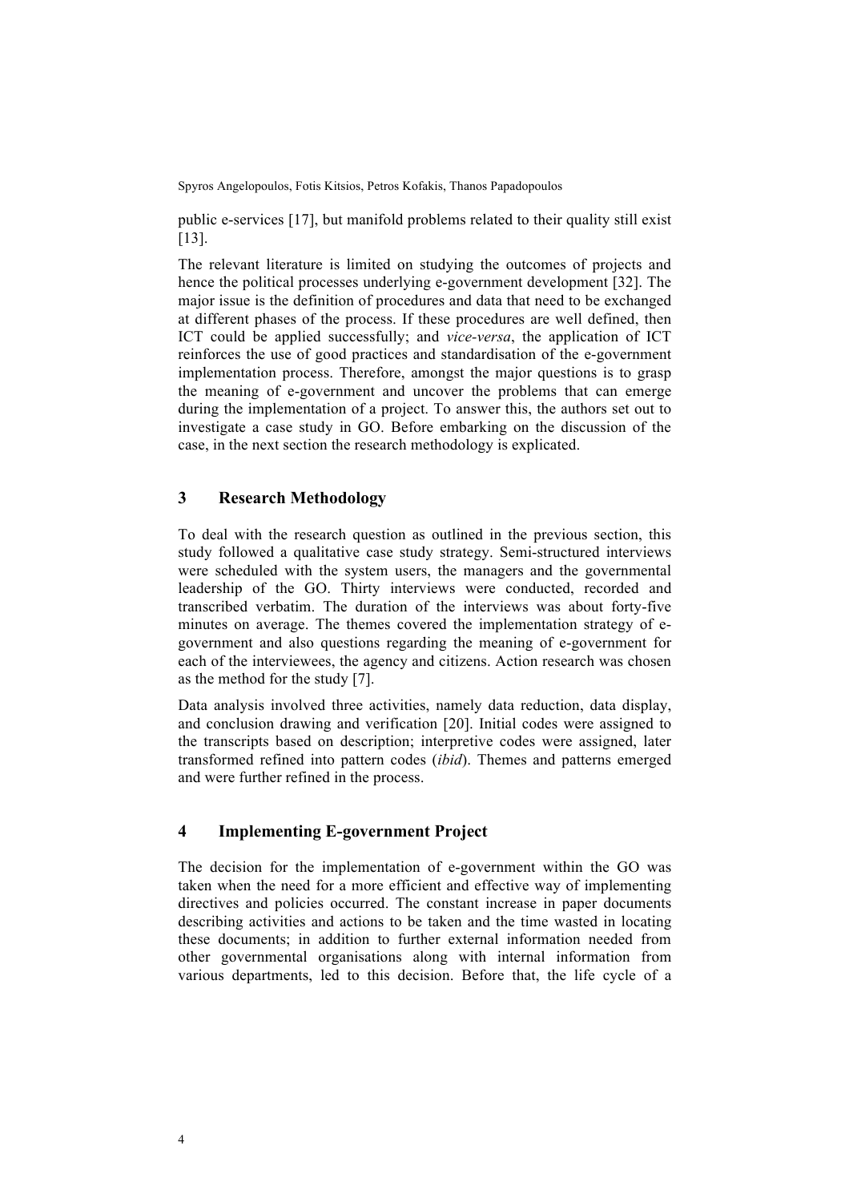public e-services [17], but manifold problems related to their quality still exist [13].

The relevant literature is limited on studying the outcomes of projects and hence the political processes underlying e-government development [32]. The major issue is the definition of procedures and data that need to be exchanged at different phases of the process. If these procedures are well defined, then ICT could be applied successfully; and *vice-versa*, the application of ICT reinforces the use of good practices and standardisation of the e-government implementation process. Therefore, amongst the major questions is to grasp the meaning of e-government and uncover the problems that can emerge during the implementation of a project. To answer this, the authors set out to investigate a case study in GO. Before embarking on the discussion of the case, in the next section the research methodology is explicated.

## 3 Research Methodology

To deal with the research question as outlined in the previous section, this study followed a qualitative case study strategy. Semi-structured interviews were scheduled with the system users, the managers and the governmental leadership of the GO. Thirty interviews were conducted, recorded and transcribed verbatim. The duration of the interviews was about forty-five minutes on average. The themes covered the implementation strategy of e-government and also questions regarding the meaning of e-government for each of the interviewees, the agency and citizens. Action research was chosen as the method for the study [7].

Data analysis involved three activities, namely data reduction, data display, and conclusion drawing and verification [20]. Initial codes were assigned to the transcripts based on description; interpretive codes were assigned, later transformed refined into pattern codes (*ibid*). Themes and patterns emerged and were further refined in the process.

## 4 Implementing E-government Project

The decision for the implementation of e-government within the GO was taken when the need for a more efficient and effective way of implementing directives and policies occurred. The constant increase in paper documents describing activities and actions to be taken and the time wasted in locating these documents; in addition to further external information needed from other governmental organisations along with internal information from various departments, led to this decision. Before that, the life cycle of a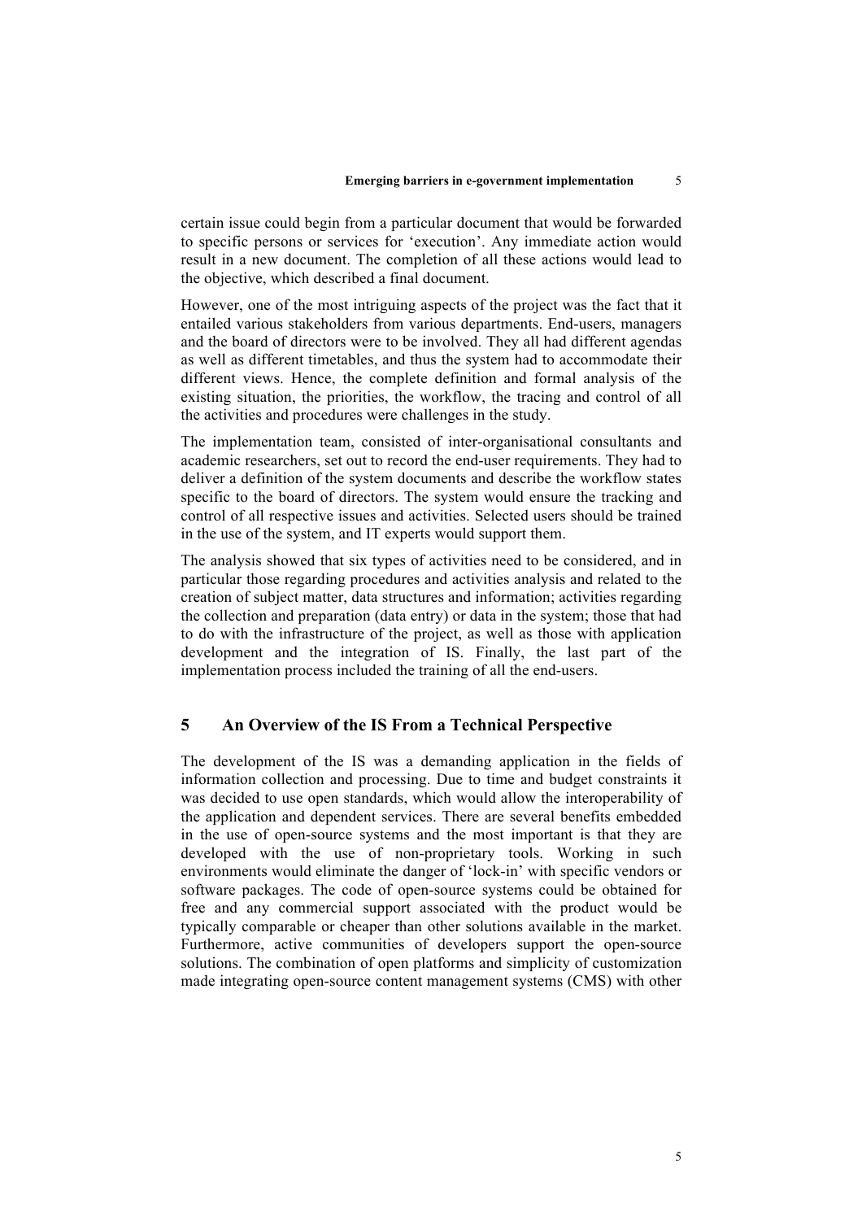certain issue could begin from a particular document that would be forwarded to specific persons or services for 'execution'. Any immediate action would result in a new document. The completion of all these actions would lead to the objective, which described a final document.

However, one of the most intriguing aspects of the project was the fact that it entailed various stakeholders from various departments. End-users, managers and the board of directors were to be involved. They all had different agendas as well as different timetables, and thus the system had to accommodate their different views. Hence, the complete definition and formal analysis of the existing situation, the priorities, the workflow, the tracing and control of all the activities and procedures were challenges in the study.

The implementation team, consisted of inter-organisational consultants and academic researchers, set out to record the end-user requirements. They had to deliver a definition of the system documents and describe the workflow states specific to the board of directors. The system would ensure the tracking and control of all respective issues and activities. Selected users should be trained in the use of the system, and IT experts would support them.

The analysis showed that six types of activities need to be considered, and in particular those regarding procedures and activities analysis and related to the creation of subject matter, data structures and information; activities regarding the collection and preparation (data entry) or data in the system; those that had to do with the infrastructure of the project, as well as those with application development and the integration of IS. Finally, the last part of the implementation process included the training of all the end-users.

## 5 An Overview of the IS From a Technical Perspective

The development of the IS was a demanding application in the fields of information collection and processing. Due to time and budget constraints it was decided to use open standards, which would allow the interoperability of the application and dependent services. There are several benefits embedded in the use of open-source systems and the most important is that they are developed with the use of non-proprietary tools. Working in such environments would eliminate the danger of 'lock-in' with specific vendors or software packages. The code of open-source systems could be obtained for free and any commercial support associated with the product would be typically comparable or cheaper than other solutions available in the market. Furthermore, active communities of developers support the open-source solutions. The combination of open platforms and simplicity of customization made integrating open-source content management systems (CMS) with other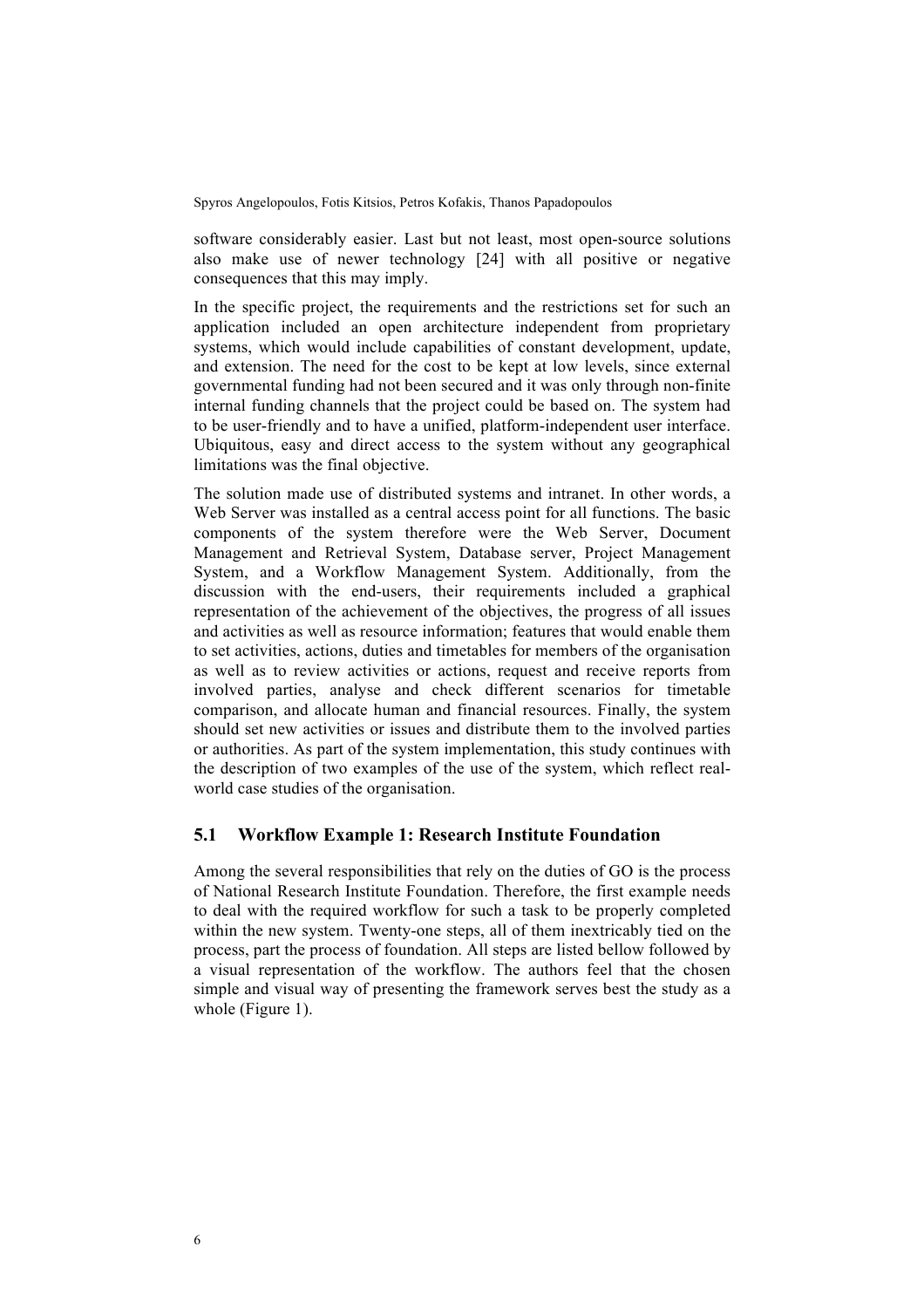software considerably easier. Last but not least, most open-source solutions also make use of newer technology [24] with all positive or negative consequences that this may imply.

In the specific project, the requirements and the restrictions set for such an application included an open architecture independent from proprietary systems, which would include capabilities of constant development, update, and extension. The need for the cost to be kept at low levels, since external governmental funding had not been secured and it was only through non-finite internal funding channels that the project could be based on. The system had to be user-friendly and to have a unified, platform-independent user interface. Ubiquitous, easy and direct access to the system without any geographical limitations was the final objective.

The solution made use of distributed systems and intranet. In other words, a Web Server was installed as a central access point for all functions. The basic components of the system therefore were the Web Server, Document Management and Retrieval System, Database server, Project Management System, and a Workflow Management System. Additionally, from the discussion with the end-users, their requirements included a graphical representation of the achievement of the objectives, the progress of all issues and activities as well as resource information; features that would enable them to set activities, actions, duties and timetables for members of the organisation as well as to review activities or actions, request and receive reports from involved parties, analyse and check different scenarios for timetable comparison, and allocate human and financial resources. Finally, the system should set new activities or issues and distribute them to the involved parties or authorities. As part of the system implementation, this study continues with the description of two examples of the use of the system, which reflect real-world case studies of the organisation.

### 5.1 Workflow Example 1: Research Institute Foundation

Among the several responsibilities that rely on the duties of GO is the process of National Research Institute Foundation. Therefore, the first example needs to deal with the required workflow for such a task to be properly completed within the new system. Twenty-one steps, all of them inextricably tied on the process, part the process of foundation. All steps are listed bellow followed by a visual representation of the workflow. The authors feel that the chosen simple and visual way of presenting the framework serves best the study as a whole (Figure 1).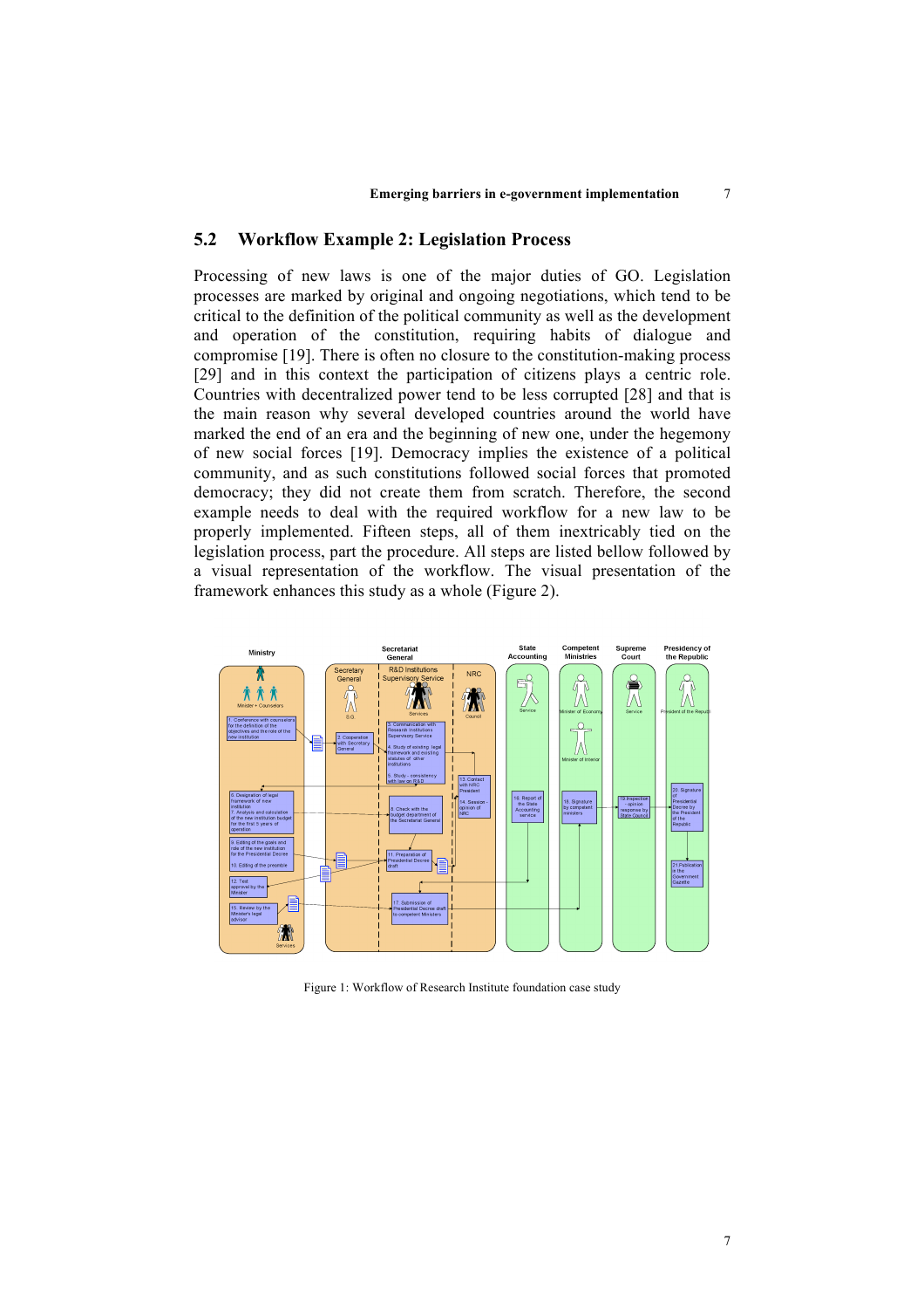## 5.2 Workflow Example 2: Legislation Process

Processing of new laws is one of the major duties of GO. Legislation processes are marked by original and ongoing negotiations, which tend to be critical to the definition of the political community as well as the development and operation of the constitution, requiring habits of dialogue and compromise [19]. There is often no closure to the constitution-making process [29] and in this context the participation of citizens plays a centric role. Countries with decentralized power tend to be less corrupted [28] and that is the main reason why several developed countries around the world have marked the end of an era and the beginning of new one, under the hegemony of new social forces [19]. Democracy implies the existence of a political community, and as such constitutions followed social forces that promoted democracy; they did not create them from scratch. Therefore, the second example needs to deal with the required workflow for a new law to be properly implemented. Fifteen steps, all of them inextricably tied on the legislation process, part the procedure. All steps are listed bellow followed by a visual representation of the workflow. The visual presentation of the framework enhances this study as a whole (Figure 2).

Figure 1: Workflow of Research Institute foundation case study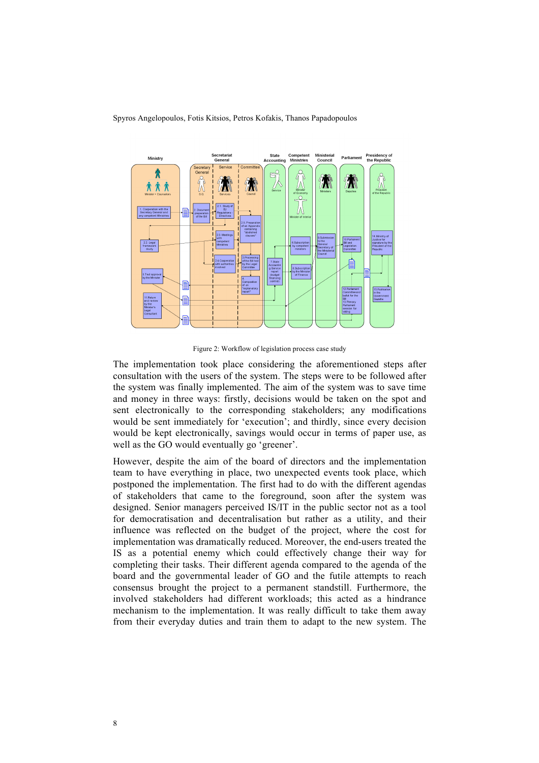Figure 2: Workflow of legislation process case study

The implementation took place considering the aforementioned steps after consultation with the users of the system. The steps were to be followed after the system was finally implemented. The aim of the system was to save time and money in three ways: firstly, decisions would be taken on the spot and sent electronically to the corresponding stakeholders; any modifications would be sent immediately for 'execution'; and thirdly, since every decision would be kept electronically, savings would occur in terms of paper use, as well as the GO would eventually go 'greener'.

However, despite the aim of the board of directors and the implementation team to have everything in place, two unexpected events took place, which postponed the implementation. The first had to do with the different agendas of stakeholders that came to the foreground, soon after the system was designed. Senior managers perceived IS/IT in the public sector not as a tool for democratisation and decentralisation but rather as a utility, and their influence was reflected on the budget of the project, where the cost for implementation was dramatically reduced. Moreover, the end-users treated the IS as a potential enemy which could effectively change their way for completing their tasks. Their different agenda compared to the agenda of the board and the governmental leader of GO and the futile attempts to reach consensus brought the project to a permanent standstill. Furthermore, the involved stakeholders had different workloads; this acted as a hindrance mechanism to the implementation. It was really difficult to take them away from their everyday duties and train them to adapt to the new system. The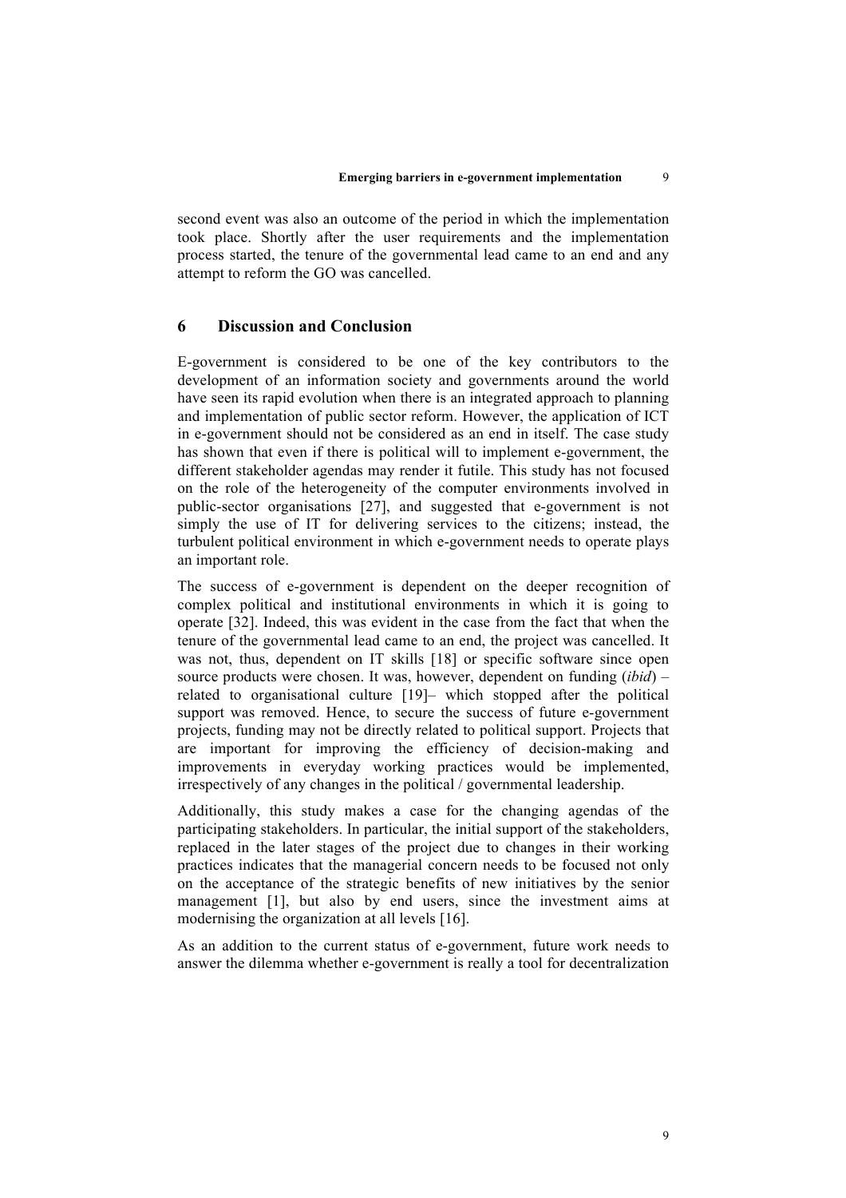second event was also an outcome of the period in which the implementation took place. Shortly after the user requirements and the implementation process started, the tenure of the governmental lead came to an end and any attempt to reform the GO was cancelled.

## 6 Discussion and Conclusion

E-government is considered to be one of the key contributors to the development of an information society and governments around the world have seen its rapid evolution when there is an integrated approach to planning and implementation of public sector reform. However, the application of ICT in e-government should not be considered as an end in itself. The case study has shown that even if there is political will to implement e-government, the different stakeholder agendas may render it futile. This study has not focused on the role of the heterogeneity of the computer environments involved in public-sector organisations [27], and suggested that e-government is not simply the use of IT for delivering services to the citizens; instead, the turbulent political environment in which e-government needs to operate plays an important role.

The success of e-government is dependent on the deeper recognition of complex political and institutional environments in which it is going to operate [32]. Indeed, this was evident in the case from the fact that when the tenure of the governmental lead came to an end, the project was cancelled. It was not, thus, dependent on IT skills [18] or specific software since open source products were chosen. It was, however, dependent on funding (*ibid*) – related to organisational culture [19]– which stopped after the political support was removed. Hence, to secure the success of future e-government projects, funding may not be directly related to political support. Projects that are important for improving the efficiency of decision-making and improvements in everyday working practices would be implemented, irrespectively of any changes in the political / governmental leadership.

Additionally, this study makes a case for the changing agendas of the participating stakeholders. In particular, the initial support of the stakeholders, replaced in the later stages of the project due to changes in their working practices indicates that the managerial concern needs to be focused not only on the acceptance of the strategic benefits of new initiatives by the senior management [1], but also by end users, since the investment aims at modernising the organization at all levels [16].

As an addition to the current status of e-government, future work needs to answer the dilemma whether e-government is really a tool for decentralization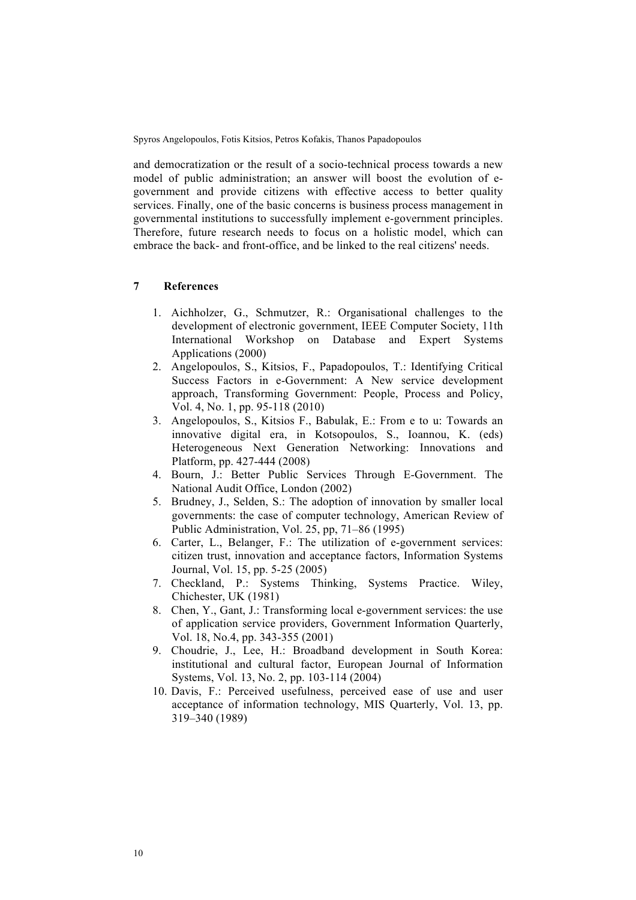and democratization or the result of a socio-technical process towards a new model of public administration; an answer will boost the evolution of e-government and provide citizens with effective access to better quality services. Finally, one of the basic concerns is business process management in governmental institutions to successfully implement e-government principles. Therefore, future research needs to focus on a holistic model, which can embrace the back- and front-office, and be linked to the real citizens' needs.

## 7 References

1. Aichholzer, G., Schmutzer, R.: Organisational challenges to the development of electronic government, IEEE Computer Society, 11th International Workshop on Database and Expert Systems Applications (2000)
2. Angelopoulos, S., Kitsios, F., Papadopoulos, T.: Identifying Critical Success Factors in e-Government: A New service development approach, Transforming Government: People, Process and Policy, Vol. 4, No. 1, pp. 95-118 (2010)
3. Angelopoulos, S., Kitsios F., Babulak, E.: From e to u: Towards an innovative digital era, in Kotsopoulos, S., Ioannou, K. (eds) Heterogeneous Next Generation Networking: Innovations and Platform, pp. 427-444 (2008)
4. Bourn, J.: Better Public Services Through E-Government. The National Audit Office, London (2002)
5. Brudney, J., Selden, S.: The adoption of innovation by smaller local governments: the case of computer technology, American Review of Public Administration, Vol. 25, pp, 71–86 (1995)
6. Carter, L., Belanger, F.: The utilization of e-government services: citizen trust, innovation and acceptance factors, Information Systems Journal, Vol. 15, pp. 5-25 (2005)
7. Checkland, P.: Systems Thinking, Systems Practice. Wiley, Chichester, UK (1981)
8. Chen, Y., Gant, J.: Transforming local e-government services: the use of application service providers, Government Information Quarterly, Vol. 18, No.4, pp. 343-355 (2001)
9. Choudrie, J., Lee, H.: Broadband development in South Korea: institutional and cultural factor, European Journal of Information Systems, Vol. 13, No. 2, pp. 103-114 (2004)
10. Davis, F.: Perceived usefulness, perceived ease of use and user acceptance of information technology, MIS Quarterly, Vol. 13, pp. 319–340 (1989)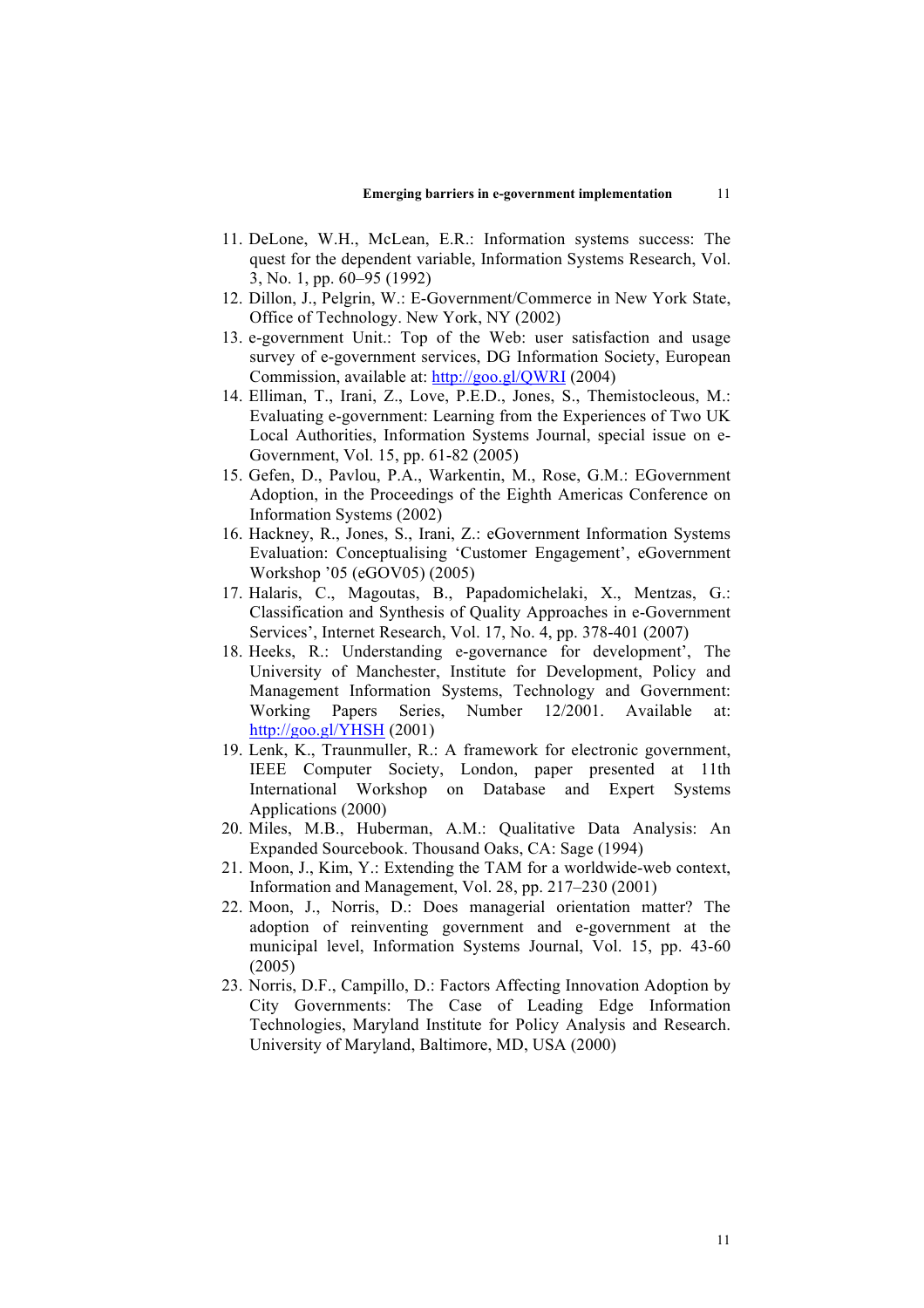11. DeLone, W.H., McLean, E.R.: Information systems success: The quest for the dependent variable, Information Systems Research, Vol. 3, No. 1, pp. 60–95 (1992)
12. Dillon, J., Pelgrin, W.: E-Government/Commerce in New York State, Office of Technology. New York, NY (2002)
13. e-government Unit.: Top of the Web: user satisfaction and usage survey of e-government services, DG Information Society, European Commission, available at: http://goo.gl/QWRI (2004)
14. Elliman, T., Irani, Z., Love, P.E.D., Jones, S., Themistocleous, M.: Evaluating e-government: Learning from the Experiences of Two UK Local Authorities, Information Systems Journal, special issue on e-Government, Vol. 15, pp. 61-82 (2005)
15. Gefen, D., Pavlou, P.A., Warkentin, M., Rose, G.M.: EGovernment Adoption, in the Proceedings of the Eighth Americas Conference on Information Systems (2002)
16. Hackney, R., Jones, S., Irani, Z.: eGovernment Information Systems Evaluation: Conceptualising 'Customer Engagement', eGovernment Workshop '05 (eGOV05) (2005)
17. Halaris, C., Magoutas, B., Papadomichelaki, X., Mentzas, G.: Classification and Synthesis of Quality Approaches in e-Government Services', Internet Research, Vol. 17, No. 4, pp. 378-401 (2007)
18. Heeks, R.: Understanding e-governance for development', The University of Manchester, Institute for Development, Policy and Management Information Systems, Technology and Government: Working Papers Series, Number 12/2001. Available at: http://goo.gl/YHSH (2001)
19. Lenk, K., Traunmuller, R.: A framework for electronic government, IEEE Computer Society, London, paper presented at 11th International Workshop on Database and Expert Systems Applications (2000)
20. Miles, M.B., Huberman, A.M.: Qualitative Data Analysis: An Expanded Sourcebook. Thousand Oaks, CA: Sage (1994)
21. Moon, J., Kim, Y.: Extending the TAM for a worldwide-web context, Information and Management, Vol. 28, pp. 217–230 (2001)
22. Moon, J., Norris, D.: Does managerial orientation matter? The adoption of reinventing government and e-government at the municipal level, Information Systems Journal, Vol. 15, pp. 43-60 (2005)
23. Norris, D.F., Campillo, D.: Factors Affecting Innovation Adoption by City Governments: The Case of Leading Edge Information Technologies, Maryland Institute for Policy Analysis and Research. University of Maryland, Baltimore, MD, USA (2000)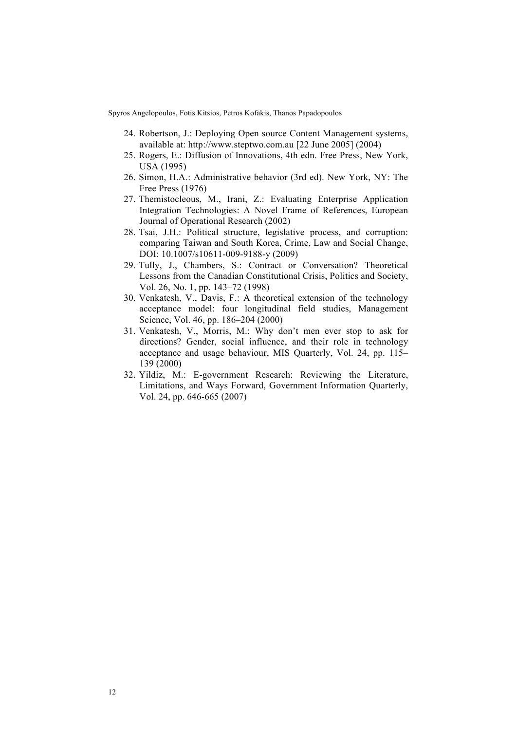24. Robertson, J.: Deploying Open source Content Management systems, available at: http://www.steptwo.com.au [22 June 2005] (2004)
25. Rogers, E.: Diffusion of Innovations, 4th edn. Free Press, New York, USA (1995)
26. Simon, H.A.: Administrative behavior (3rd ed). New York, NY: The Free Press (1976)
27. Themistocleous, M., Irani, Z.: Evaluating Enterprise Application Integration Technologies: A Novel Frame of References, European Journal of Operational Research (2002)
28. Tsai, J.H.: Political structure, legislative process, and corruption: comparing Taiwan and South Korea, Crime, Law and Social Change, DOI: 10.1007/s10611-009-9188-y (2009)
29. Tully, J., Chambers, S.: Contract or Conversation? Theoretical Lessons from the Canadian Constitutional Crisis, Politics and Society, Vol. 26, No. 1, pp. 143–72 (1998)
30. Venkatesh, V., Davis, F.: A theoretical extension of the technology acceptance model: four longitudinal field studies, Management Science, Vol. 46, pp. 186–204 (2000)
31. Venkatesh, V., Morris, M.: Why don't men ever stop to ask for directions? Gender, social influence, and their role in technology acceptance and usage behaviour, MIS Quarterly, Vol. 24, pp. 115–139 (2000)
32. Yildiz, M.: E-government Research: Reviewing the Literature, Limitations, and Ways Forward, Government Information Quarterly, Vol. 24, pp. 646-665 (2007)